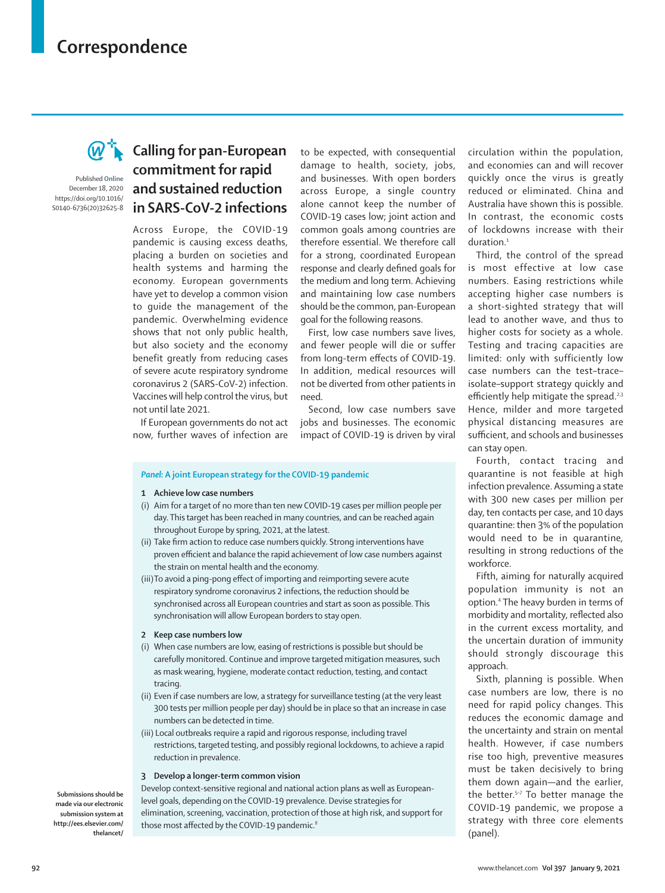# Correspondence

Published Online December 18, 2020 https://doi.org/10.1016/S0140-6736(20)32625-8

## Calling for pan-European commitment for rapid and sustained reduction in SARS-CoV-2 infections

Across Europe, the COVID-19 pandemic is causing excess deaths, placing a burden on societies and health systems and harming the economy. European governments have yet to develop a common vision to guide the management of the pandemic. Overwhelming evidence shows that not only public health, but also society and the economy benefit greatly from reducing cases of severe acute respiratory syndrome coronavirus 2 (SARS-CoV-2) infection. Vaccines will help control the virus, but not until late 2021.

If European governments do not act now, further waves of infection are to be expected, with consequential damage to health, society, jobs, and businesses. With open borders across Europe, a single country alone cannot keep the number of COVID-19 cases low; joint action and common goals among countries are therefore essential. We therefore call for a strong, coordinated European response and clearly defined goals for the medium and long term. Achieving and maintaining low case numbers should be the common, pan-European goal for the following reasons.

First, low case numbers save lives, and fewer people will die or suffer from long-term effects of COVID-19. In addition, medical resources will not be diverted from other patients in need.

Second, low case numbers save jobs and businesses. The economic impact of COVID-19 is driven by viral circulation within the population, and economies can and will recover quickly once the virus is greatly reduced or eliminated. China and Australia have shown this is possible. In contrast, the economic costs of lockdowns increase with their duration.[1]

Third, the control of the spread is most effective at low case numbers. Easing restrictions while accepting higher case numbers is a short-sighted strategy that will lead to another wave, and thus to higher costs for society as a whole. Testing and tracing capacities are limited: only with sufficiently low case numbers can the test–trace–isolate–support strategy quickly and efficiently help mitigate the spread.[2,3] Hence, milder and more targeted physical distancing measures are sufficient, and schools and businesses can stay open.

Fourth, contact tracing and quarantine is not feasible at high infection prevalence. Assuming a state with 300 new cases per million per day, ten contacts per case, and 10 days quarantine: then 3% of the population would need to be in quarantine, resulting in strong reductions of the workforce.

Fifth, aiming for naturally acquired population immunity is not an option.[4] The heavy burden in terms of morbidity and mortality, reflected also in the current excess mortality, and the uncertain duration of immunity should strongly discourage this approach.

Sixth, planning is possible. When case numbers are low, there is no need for rapid policy changes. This reduces the economic damage and the uncertainty and strain on mental health. However, if case numbers rise too high, preventive measures must be taken decisively to bring them down again—and the earlier, the better.[5–7] To better manage the COVID-19 pandemic, we propose a strategy with three core elements (panel).

**Panel: A joint European strategy for the COVID-19 pandemic**

**1 Achieve low case numbers**

- (i) Aim for a target of no more than ten new COVID-19 cases per million people per day. This target has been reached in many countries, and can be reached again throughout Europe by spring, 2021, at the latest.
- (ii) Take firm action to reduce case numbers quickly. Strong interventions have proven efficient and balance the rapid achievement of low case numbers against the strain on mental health and the economy.
- (iii) To avoid a ping-pong effect of importing and reimporting severe acute respiratory syndrome coronavirus 2 infections, the reduction should be synchronised across all European countries and start as soon as possible. This synchronisation will allow European borders to stay open.

**2 Keep case numbers low**

- (i) When case numbers are low, easing of restrictions is possible but should be carefully monitored. Continue and improve targeted mitigation measures, such as mask wearing, hygiene, moderate contact reduction, testing, and contact tracing.
- (ii) Even if case numbers are low, a strategy for surveillance testing (at the very least 300 tests per million people per day) should be in place so that an increase in case numbers can be detected in time.
- (iii) Local outbreaks require a rapid and rigorous response, including travel restrictions, targeted testing, and possibly regional lockdowns, to achieve a rapid reduction in prevalence.

**3 Develop a longer-term common vision**

Develop context-sensitive regional and national action plans as well as European-level goals, depending on the COVID-19 prevalence. Devise strategies for elimination, screening, vaccination, protection of those at high risk, and support for those most affected by the COVID-19 pandemic.[8]

Submissions should be made via our electronic submission system at http://ees.elsevier.com/thelancet/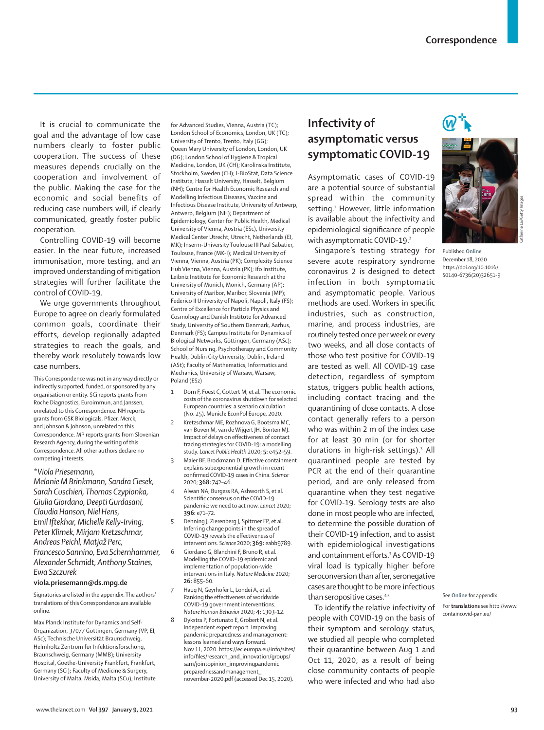It is crucial to communicate the goal and the advantage of low case numbers clearly to foster public cooperation. The success of these measures depends crucially on the cooperation and involvement of the public. Making the case for the economic and social benefits of reducing case numbers will, if clearly communicated, greatly foster public cooperation.

Controlling COVID-19 will become easier. In the near future, increased immunisation, more testing, and an improved understanding of mitigation strategies will further facilitate the control of COVID-19.

We urge governments throughout Europe to agree on clearly formulated common goals, coordinate their efforts, develop regionally adapted strategies to reach the goals, and thereby work resolutely towards low case numbers.

This Correspondence was not in any way directly or indirectly supported, funded, or sponsored by any organisation or entity. SCi reports grants from Roche Diagnostics, Euroimmun, and Janssen, unrelated to this Correspondence. NH reports grants from GSK Biologicals, Pfizer, Merck, and Johnson & Johnson, unrelated to this Correspondence. MP reports grants from Slovenian Research Agency, during the writing of this Correspondence. All other authors declare no competing interests.

*Viola Priesemann, Melanie M Brinkmann, Sandra Ciesek, Sarah Cuschieri, Thomas Czypionka, Giulia Giordano, Deepti Gurdasani, Claudia Hanson, Niel Hens, Emil Iftekhar, Michelle Kelly-Irving, Peter Klimek, Mirjam Kretzschmar, Andreas Peichl, Matjaž Perc, Francesco Sannino, Eva Schernhammer, Alexander Schmidt, Anthony Staines, Ewa Szczurek*

**viola.priesemann@ds.mpg.de**

Signatories are listed in the appendix. The authors' translations of this Correspondence are available online.

Max Planck Institute for Dynamics and Self-Organization, 37077 Göttingen, Germany (VP, EI, ASc); Technische Universität Braunschweig, Helmholtz Zentrum für Infektionsforschung, Braunschweig, Germany (MMB); University Hospital, Goethe-University Frankfurt, Frankfurt, Germany (SCi); Faculty of Medicine & Surgery, University of Malta, Msida, Malta (SCu); Institute for Advanced Studies, Vienna, Austria (TC); London School of Economics, London, UK (TC); University of Trento, Trento, Italy (GG); Queen Mary University of London, London, UK (DG); London School of Hygiene & Tropical Medicine, London, UK (CH); Karolinska Institute, Stockholm, Sweden (CH); I-BioStat, Data Science Institute, Hasselt University, Hasselt, Belgium (NH); Centre for Health Economic Research and Modelling Infectious Diseases, Vaccine and Infectious Disease Institute, University of Antwerp, Antwerp, Belgium (NH); Department of Epidemiology, Center for Public Health, Medical University of Vienna, Austria (ESc), University Medical Center Utrecht, Utrecht, Netherlands (EI, MK); Inserm-University Toulouse III Paul Sabatier, Toulouse, France (MK-I); Medical University of Vienna, Vienna, Austria (PK); Complexity Science Hub Vienna, Vienna, Austria (PK); ifo Institute, Leibniz Institute for Economic Research at the University of Munich, Munich, Germany (AP); University of Maribor, Maribor, Slovenia (MP); Federico II University of Napoli, Napoli, Italy (FS); Centre of Excellence for Particle Physics and Cosmology and Danish Institute for Advanced Study, University of Southern Denmark, Aarhus, Denmark (FS); Campus Institute for Dynamics of Biological Networks, Göttingen, Germany (ASc); School of Nursing, Psychotherapy and Community Health, Dublin City University, Dublin, Ireland (ASt); Faculty of Mathematics, Informatics and Mechanics, University of Warsaw, Warsaw, Poland (ESz)

1. Dorn F, Fuest C, Göttert M, et al. The economic costs of the coronavirus shutdown for selected European countries: a scenario calculation (No. 25). Munich: EconPol Europe, 2020.
2. Kretzschmar ME, Rozhnova G, Bootsma MC, van Boven M, van de Wijgert JH, Bonten MJ. Impact of delays on effectiveness of contact tracing strategies for COVID-19: a modelling study. *Lancet Public Health* 2020; **5:** e452–59.
3. Maier BF, Brockmann D. Effective containment explains subexponential growth in recent confirmed COVID-19 cases in China. *Science* 2020; **368:** 742–46.
4. Alwan NA, Burgess RA, Ashworth S, et al. Scientific consensus on the COVID-19 pandemic: we need to act now. *Lancet* 2020; **396:** e71–72.
5. Dehning J, Zierenberg J, Spitzner FP, et al. Inferring change points in the spread of COVID-19 reveals the effectiveness of interventions. *Science* 2020; **369:** eabb9789.
6. Giordano G, Blanchini F, Bruno R, et al. Modelling the COVID-19 epidemic and implementation of population-wide interventions in Italy. *Nature Medicine* 2020; **26:** 855–60.
7. Haug N, Geyrhofer L, Londei A, et al. Ranking the effectiveness of worldwide COVID-19 government interventions. *Nature Human Behavior* 2020; **4:** 1303–12.
8. Dykstra P, Fortunato S, Grobert N, et al. Independent expert report. Improving pandemic preparedness and management: lessons learned and ways forward. Nov 11, 2020. https://ec.europa.eu/info/sites/info/files/research_and_innovation/groups/sam/jointopinion_improvingpandemic preparednessandmanagement_november-2020.pdf (accessed Dec 15, 2020).

# Infectivity of asymptomatic versus symptomatic COVID-19

Catherine Lai/Getty Images

Published **Online** December 18, 2020 https://doi.org/10.1016/S0140-6736(20)32651-9

Asymptomatic cases of COVID-19 are a potential source of substantial spread within the community setting.[1] However, little information is available about the infectivity and epidemiological significance of people with asymptomatic COVID-19.[2]

Singapore's testing strategy for severe acute respiratory syndrome coronavirus 2 is designed to detect infection in both symptomatic and asymptomatic people. Various methods are used. Workers in specific industries, such as construction, marine, and process industries, are routinely tested once per week or every two weeks, and all close contacts of those who test positive for COVID-19 are tested as well. All COVID-19 case detection, regardless of symptom status, triggers public health actions, including contact tracing and the quarantining of close contacts. A close contact generally refers to a person who was within 2 m of the index case for at least 30 min (or for shorter durations in high-risk settings).[3] All quarantined people are tested by PCR at the end of their quarantine period, and are only released from quarantine when they test negative for COVID-19. Serology tests are also done in most people who are infected, to determine the possible duration of their COVID-19 infection, and to assist with epidemiological investigations and containment efforts.[3] As COVID-19 viral load is typically higher before seroconversion than after, seronegative cases are thought to be more infectious than seropositive cases.[4,5]

See **Online** for appendix

For **translations** see http://www.containcovid-pan.eu/

To identify the relative infectivity of people with COVID-19 on the basis of their symptom and serology status, we studied all people who completed their quarantine between Aug 1 and Oct 11, 2020, as a result of being close community contacts of people who were infected and who had also